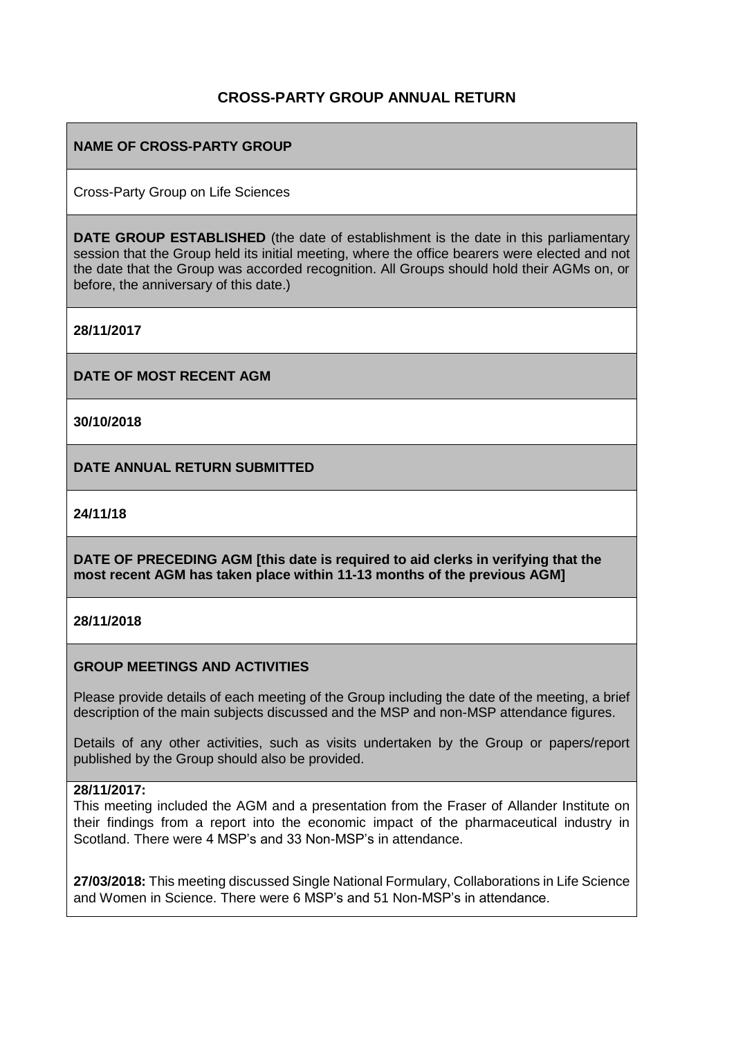# CROSS-PARTY GROUP ANNUAL RETURN

**NAME OF CROSS-PARTY GROUP**

Cross-Party Group on Life Sciences

**DATE GROUP ESTABLISHED** (the date of establishment is the date in this parliamentary session that the Group held its initial meeting, where the office bearers were elected and not the date that the Group was accorded recognition. All Groups should hold their AGMs on, or before, the anniversary of this date.)

**28/11/2017**

**DATE OF MOST RECENT AGM**

**30/10/2018**

**DATE ANNUAL RETURN SUBMITTED**

**24/11/18**

**DATE OF PRECEDING AGM [this date is required to aid clerks in verifying that the most recent AGM has taken place within 11-13 months of the previous AGM]**

**28/11/2018**

**GROUP MEETINGS AND ACTIVITIES**

Please provide details of each meeting of the Group including the date of the meeting, a brief description of the main subjects discussed and the MSP and non-MSP attendance figures.

Details of any other activities, such as visits undertaken by the Group or papers/report published by the Group should also be provided.

**28/11/2017:**
This meeting included the AGM and a presentation from the Fraser of Allander Institute on their findings from a report into the economic impact of the pharmaceutical industry in Scotland. There were 4 MSP's and 33 Non-MSP's in attendance.

**27/03/2018:** This meeting discussed Single National Formulary, Collaborations in Life Science and Women in Science. There were 6 MSP's and 51 Non-MSP's in attendance.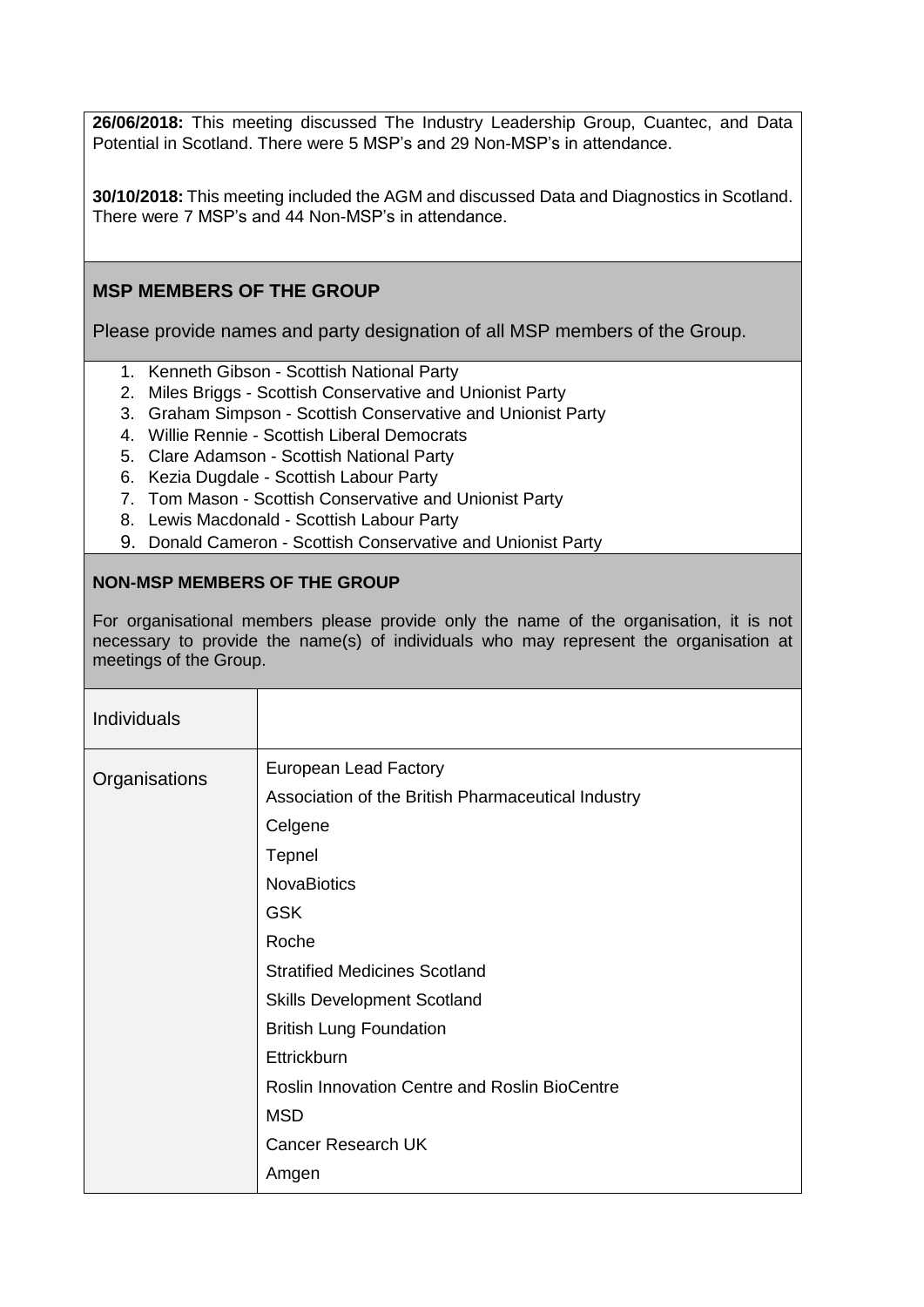**26/06/2018:** This meeting discussed The Industry Leadership Group, Cuantec, and Data Potential in Scotland. There were 5 MSP's and 29 Non-MSP's in attendance.

**30/10/2018:** This meeting included the AGM and discussed Data and Diagnostics in Scotland. There were 7 MSP's and 44 Non-MSP's in attendance.

## MSP MEMBERS OF THE GROUP

Please provide names and party designation of all MSP members of the Group.

1. Kenneth Gibson - Scottish National Party
2. Miles Briggs - Scottish Conservative and Unionist Party
3. Graham Simpson - Scottish Conservative and Unionist Party
4. Willie Rennie - Scottish Liberal Democrats
5. Clare Adamson - Scottish National Party
6. Kezia Dugdale - Scottish Labour Party
7. Tom Mason - Scottish Conservative and Unionist Party
8. Lewis Macdonald - Scottish Labour Party
9. Donald Cameron - Scottish Conservative and Unionist Party

## NON-MSP MEMBERS OF THE GROUP

For organisational members please provide only the name of the organisation, it is not necessary to provide the name(s) of individuals who may represent the organisation at meetings of the Group.

| | |
|---|---|
| Individuals | |
| Organisations | European Lead Factory<br>Association of the British Pharmaceutical Industry<br>Celgene<br>Tepnel<br>NovaBiotics<br>GSK<br>Roche<br>Stratified Medicines Scotland<br>Skills Development Scotland<br>British Lung Foundation<br>Ettrickburn<br>Roslin Innovation Centre and Roslin BioCentre<br>MSD<br>Cancer Research UK<br>Amgen |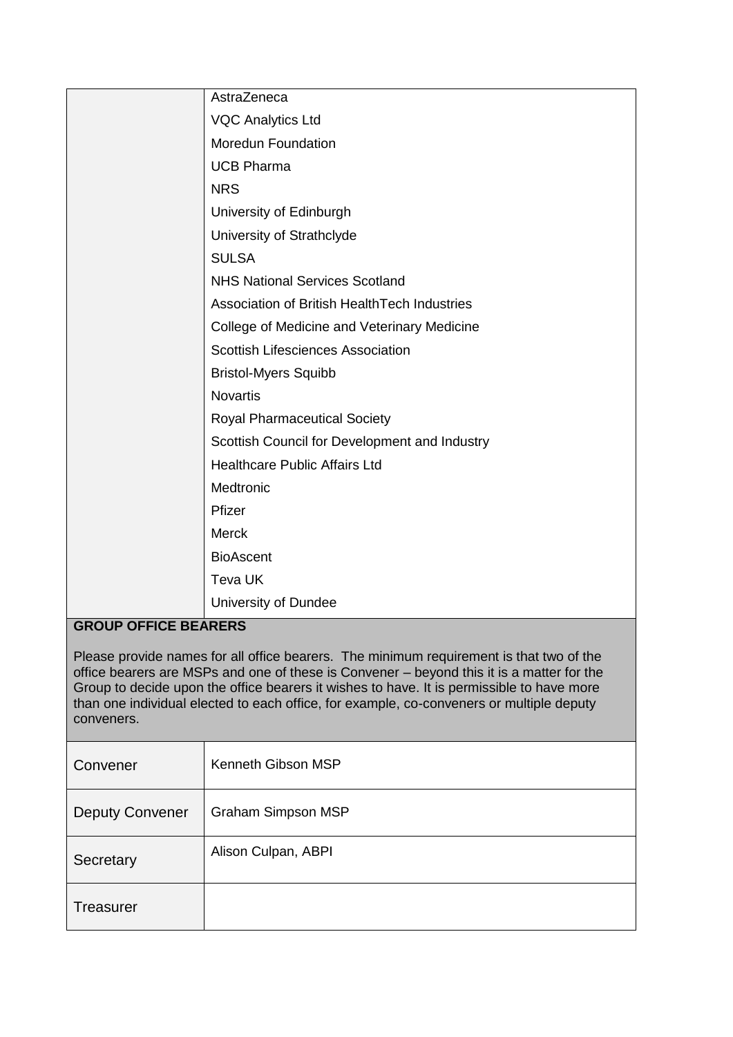| | |
|---|---|
| | AstraZeneca |
| | VQC Analytics Ltd |
| | Moredun Foundation |
| | UCB Pharma |
| | NRS |
| | University of Edinburgh |
| | University of Strathclyde |
| | SULSA |
| | NHS National Services Scotland |
| | Association of British HealthTech Industries |
| | College of Medicine and Veterinary Medicine |
| | Scottish Lifesciences Association |
| | Bristol-Myers Squibb |
| | Novartis |
| | Royal Pharmaceutical Society |
| | Scottish Council for Development and Industry |
| | Healthcare Public Affairs Ltd |
| | Medtronic |
| | Pfizer |
| | Merck |
| | BioAscent |
| | Teva UK |
| | University of Dundee |

**GROUP OFFICE BEARERS**

Please provide names for all office bearers. The minimum requirement is that two of the office bearers are MSPs and one of these is Convener – beyond this it is a matter for the Group to decide upon the office bearers it wishes to have. It is permissible to have more than one individual elected to each office, for example, co-conveners or multiple deputy conveners.

| | |
|---|---|
| Convener | Kenneth Gibson MSP |
| Deputy Convener | Graham Simpson MSP |
| Secretary | Alison Culpan, ABPI |
| Treasurer | |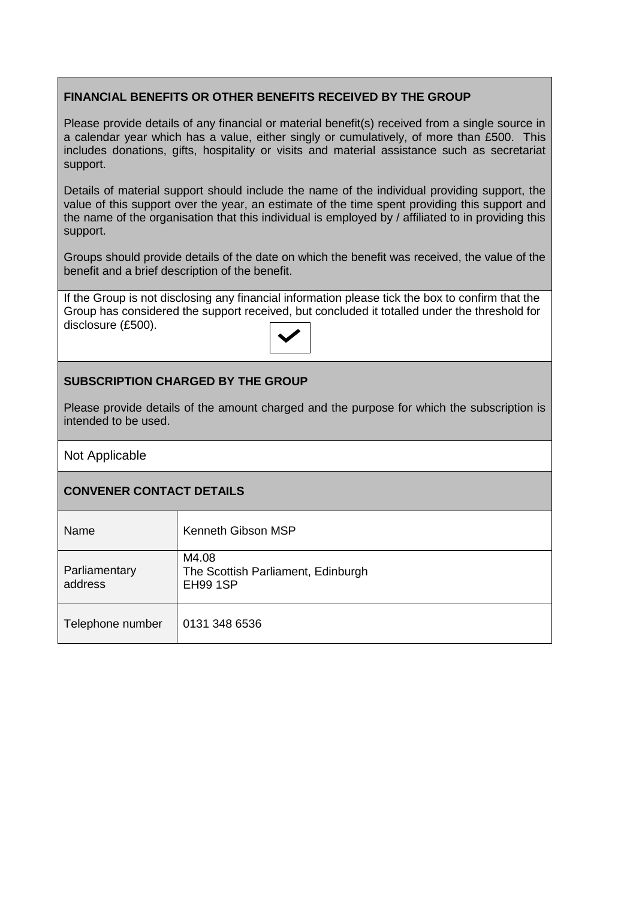**FINANCIAL BENEFITS OR OTHER BENEFITS RECEIVED BY THE GROUP**

Please provide details of any financial or material benefit(s) received from a single source in a calendar year which has a value, either singly or cumulatively, of more than £500. This includes donations, gifts, hospitality or visits and material assistance such as secretariat support.

Details of material support should include the name of the individual providing support, the value of this support over the year, an estimate of the time spent providing this support and the name of the organisation that this individual is employed by / affiliated to in providing this support.

Groups should provide details of the date on which the benefit was received, the value of the benefit and a brief description of the benefit.

If the Group is not disclosing any financial information please tick the box to confirm that the Group has considered the support received, but concluded it totalled under the threshold for disclosure (£500).

✔

**SUBSCRIPTION CHARGED BY THE GROUP**

Please provide details of the amount charged and the purpose for which the subscription is intended to be used.

Not Applicable

**CONVENER CONTACT DETAILS**

| | |
|---|---|
| Name | Kenneth Gibson MSP |
| Parliamentary address | M4.08<br>The Scottish Parliament, Edinburgh<br>EH99 1SP |
| Telephone number | 0131 348 6536 |